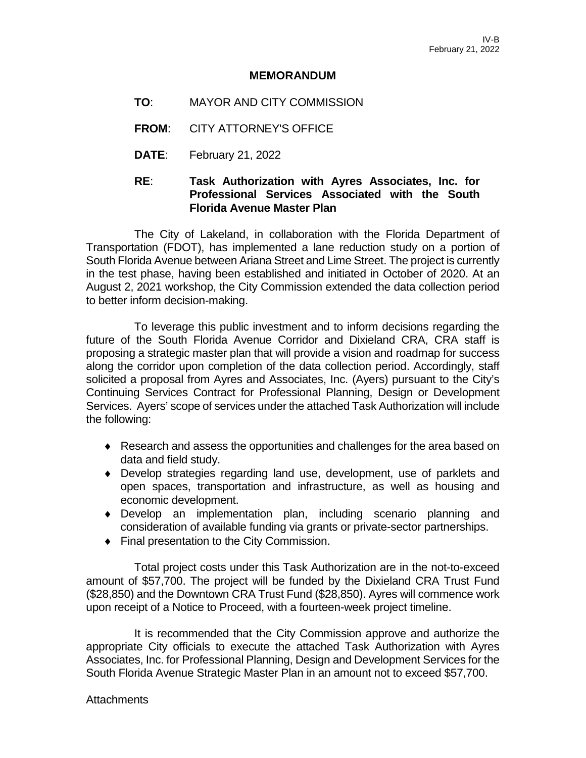IV-B
February 21, 2022

# MEMORANDUM

**TO**: MAYOR AND CITY COMMISSION

**FROM**: CITY ATTORNEY'S OFFICE

**DATE**: February 21, 2022

**RE**: **Task Authorization with Ayres Associates, Inc. for Professional Services Associated with the South Florida Avenue Master Plan**

The City of Lakeland, in collaboration with the Florida Department of Transportation (FDOT), has implemented a lane reduction study on a portion of South Florida Avenue between Ariana Street and Lime Street. The project is currently in the test phase, having been established and initiated in October of 2020. At an August 2, 2021 workshop, the City Commission extended the data collection period to better inform decision-making.

To leverage this public investment and to inform decisions regarding the future of the South Florida Avenue Corridor and Dixieland CRA, CRA staff is proposing a strategic master plan that will provide a vision and roadmap for success along the corridor upon completion of the data collection period. Accordingly, staff solicited a proposal from Ayres and Associates, Inc. (Ayers) pursuant to the City's Continuing Services Contract for Professional Planning, Design or Development Services. Ayers' scope of services under the attached Task Authorization will include the following:

- Research and assess the opportunities and challenges for the area based on data and field study.
- Develop strategies regarding land use, development, use of parklets and open spaces, transportation and infrastructure, as well as housing and economic development.
- Develop an implementation plan, including scenario planning and consideration of available funding via grants or private-sector partnerships.
- Final presentation to the City Commission.

Total project costs under this Task Authorization are in the not-to-exceed amount of $57,700. The project will be funded by the Dixieland CRA Trust Fund ($28,850) and the Downtown CRA Trust Fund ($28,850). Ayres will commence work upon receipt of a Notice to Proceed, with a fourteen-week project timeline.

It is recommended that the City Commission approve and authorize the appropriate City officials to execute the attached Task Authorization with Ayres Associates, Inc. for Professional Planning, Design and Development Services for the South Florida Avenue Strategic Master Plan in an amount not to exceed $57,700.

Attachments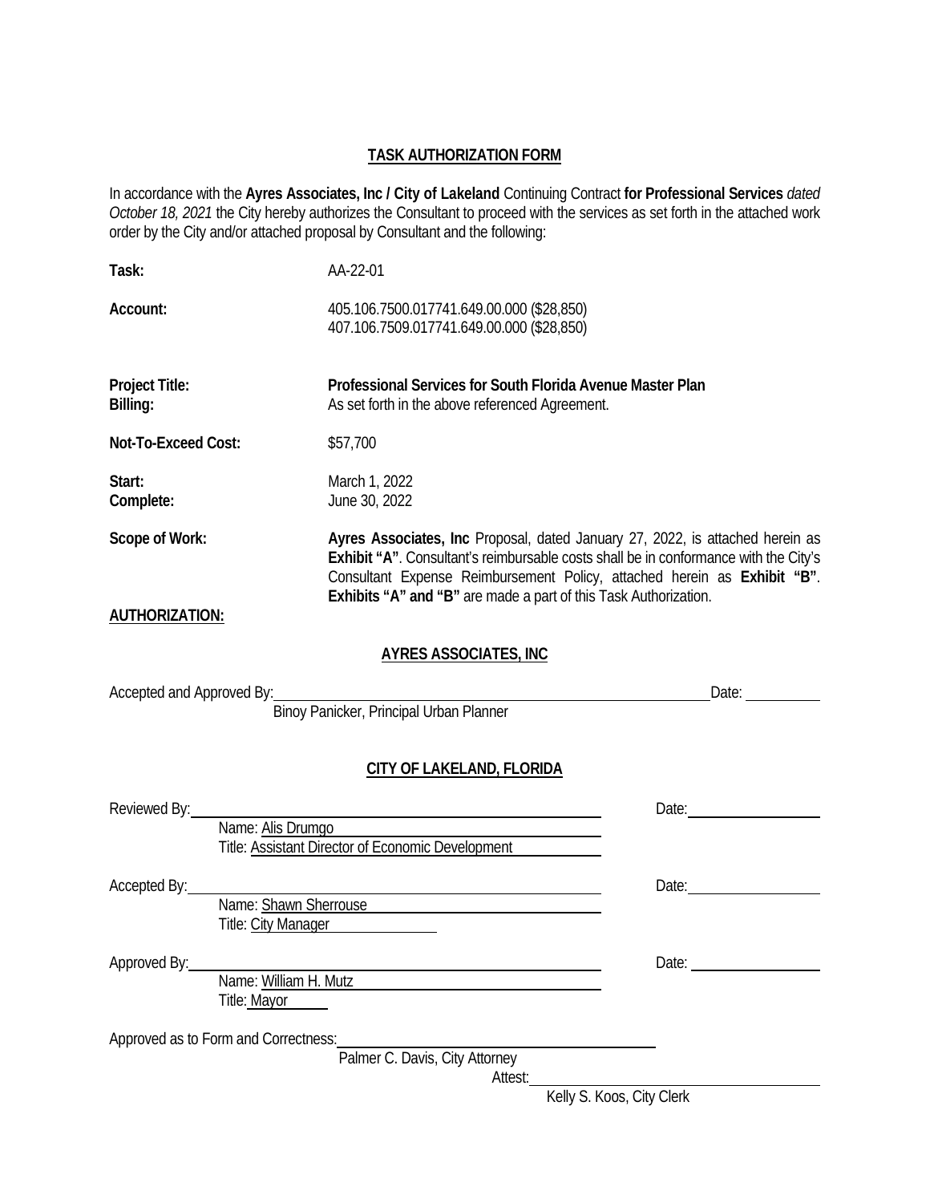# TASK AUTHORIZATION FORM

In accordance with the **Ayres Associates, Inc / City of Lakeland** Continuing Contract **for Professional Services** *dated October 18, 2021* the City hereby authorizes the Consultant to proceed with the services as set forth in the attached work order by the City and/or attached proposal by Consultant and the following:

**Task:** AA-22-01

**Account:** 405.106.7500.017741.649.00.000 ($28,850)
407.106.7509.017741.649.00.000 ($28,850)

**Project Title:** **Professional Services for South Florida Avenue Master Plan**

**Billing:** As set forth in the above referenced Agreement.

**Not-To-Exceed Cost:** $57,700

**Start:** March 1, 2022

**Complete:** June 30, 2022

**Scope of Work:** **Ayres Associates, Inc** Proposal, dated January 27, 2022, is attached herein as **Exhibit "A"**. Consultant's reimbursable costs shall be in conformance with the City's Consultant Expense Reimbursement Policy, attached herein as **Exhibit "B"**. **Exhibits "A" and "B"** are made a part of this Task Authorization.

**AUTHORIZATION:**

**AYRES ASSOCIATES, INC**

Accepted and Approved By: ______________________________ Date: __________
Binoy Panicker, Principal Urban Planner

**CITY OF LAKELAND, FLORIDA**

Reviewed By: ______________________________ Date: __________
Name: Alis Drumgo
Title: Assistant Director of Economic Development

Accepted By: ______________________________ Date: __________
Name: Shawn Sherrouse
Title: City Manager

Approved By: ______________________________ Date: __________
Name: William H. Mutz
Title: Mayor

Approved as to Form and Correctness: ______________________________
Palmer C. Davis, City Attorney

Attest: ______________________________
Kelly S. Koos, City Clerk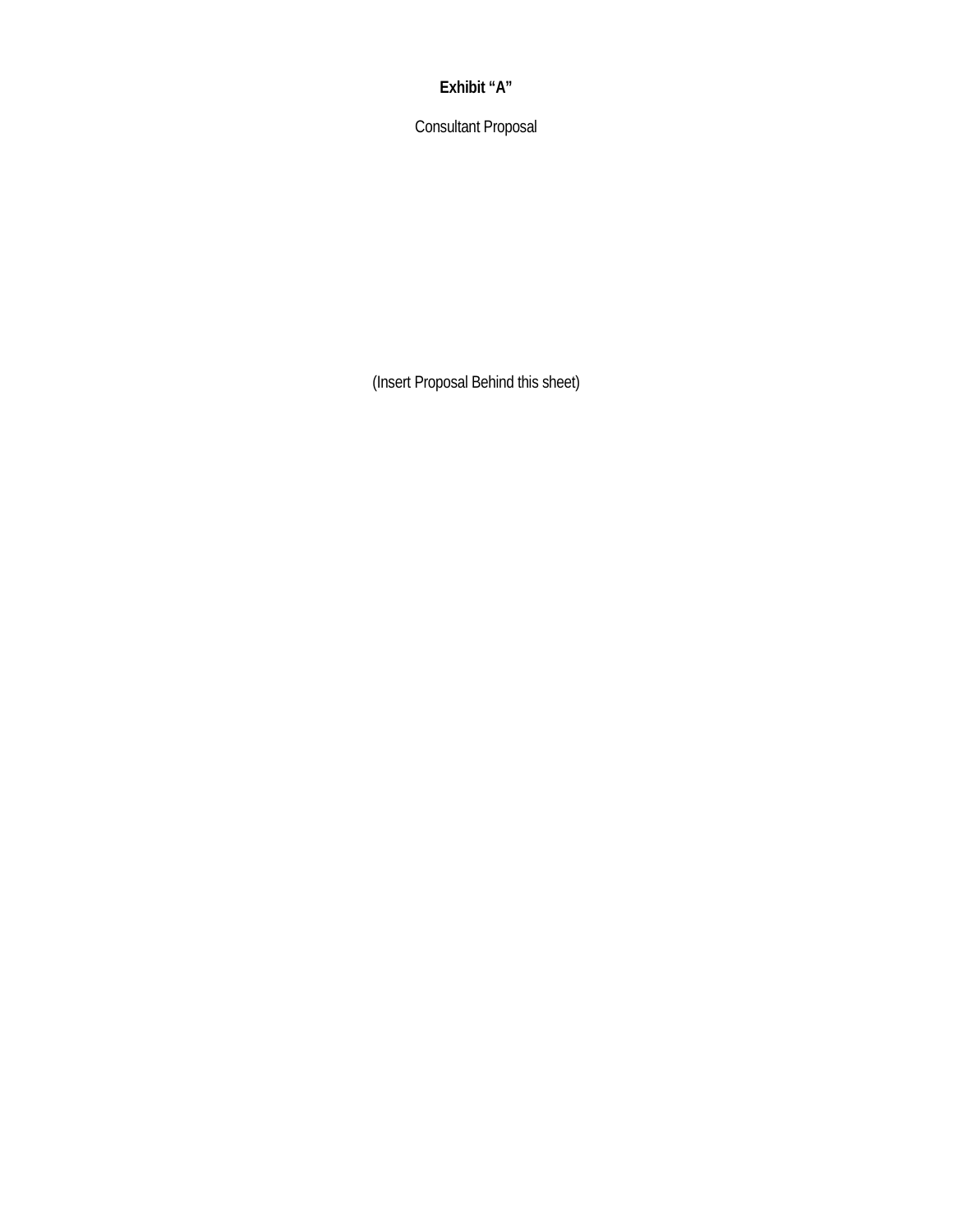**Exhibit “A”**

Consultant Proposal

(Insert Proposal Behind this sheet)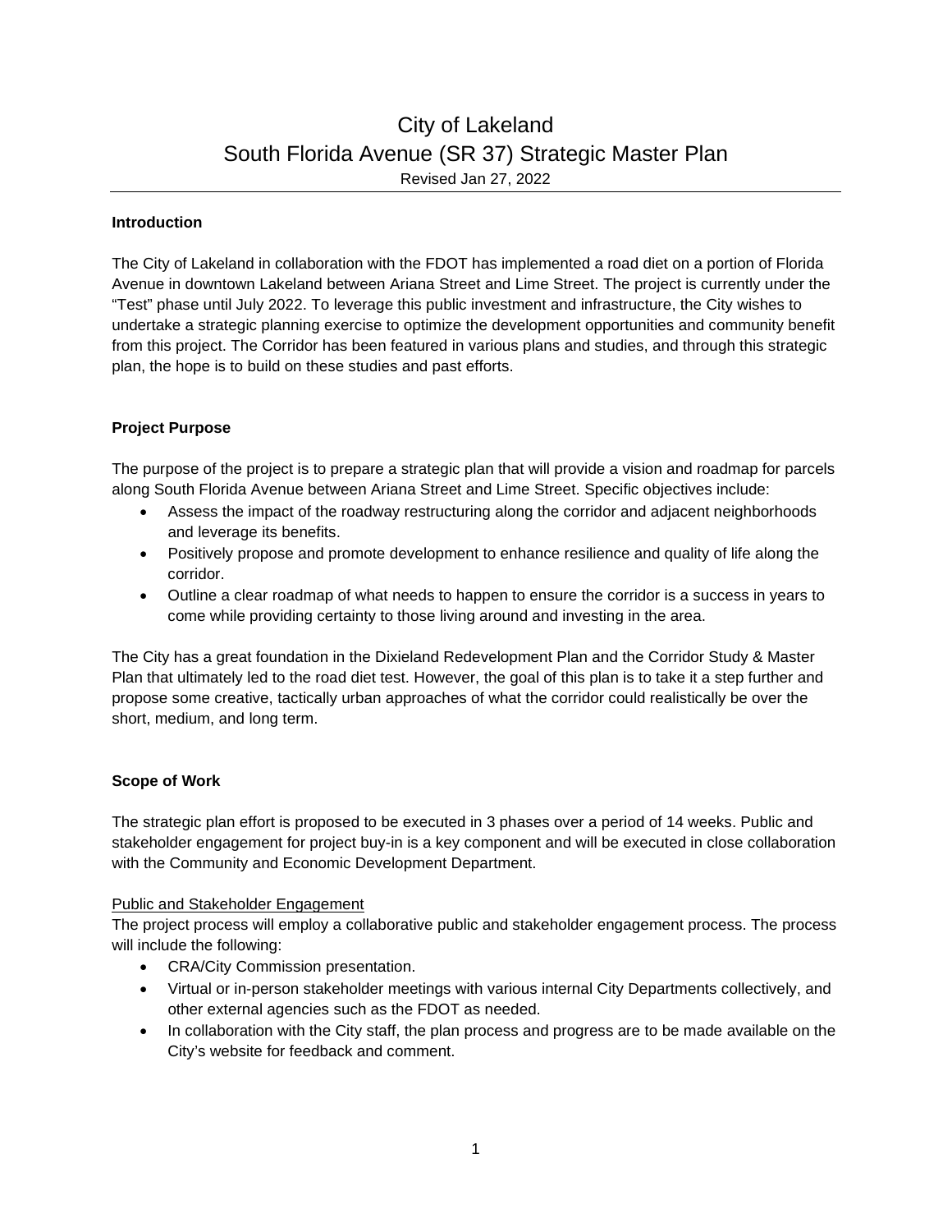# City of Lakeland
# South Florida Avenue (SR 37) Strategic Master Plan

Revised Jan 27, 2022

---

**Introduction**

The City of Lakeland in collaboration with the FDOT has implemented a road diet on a portion of Florida Avenue in downtown Lakeland between Ariana Street and Lime Street. The project is currently under the "Test" phase until July 2022. To leverage this public investment and infrastructure, the City wishes to undertake a strategic planning exercise to optimize the development opportunities and community benefit from this project. The Corridor has been featured in various plans and studies, and through this strategic plan, the hope is to build on these studies and past efforts.

**Project Purpose**

The purpose of the project is to prepare a strategic plan that will provide a vision and roadmap for parcels along South Florida Avenue between Ariana Street and Lime Street. Specific objectives include:

- Assess the impact of the roadway restructuring along the corridor and adjacent neighborhoods and leverage its benefits.
- Positively propose and promote development to enhance resilience and quality of life along the corridor.
- Outline a clear roadmap of what needs to happen to ensure the corridor is a success in years to come while providing certainty to those living around and investing in the area.

The City has a great foundation in the Dixieland Redevelopment Plan and the Corridor Study & Master Plan that ultimately led to the road diet test. However, the goal of this plan is to take it a step further and propose some creative, tactically urban approaches of what the corridor could realistically be over the short, medium, and long term.

**Scope of Work**

The strategic plan effort is proposed to be executed in 3 phases over a period of 14 weeks. Public and stakeholder engagement for project buy-in is a key component and will be executed in close collaboration with the Community and Economic Development Department.

Public and Stakeholder Engagement

The project process will employ a collaborative public and stakeholder engagement process. The process will include the following:

- CRA/City Commission presentation.
- Virtual or in-person stakeholder meetings with various internal City Departments collectively, and other external agencies such as the FDOT as needed.
- In collaboration with the City staff, the plan process and progress are to be made available on the City's website for feedback and comment.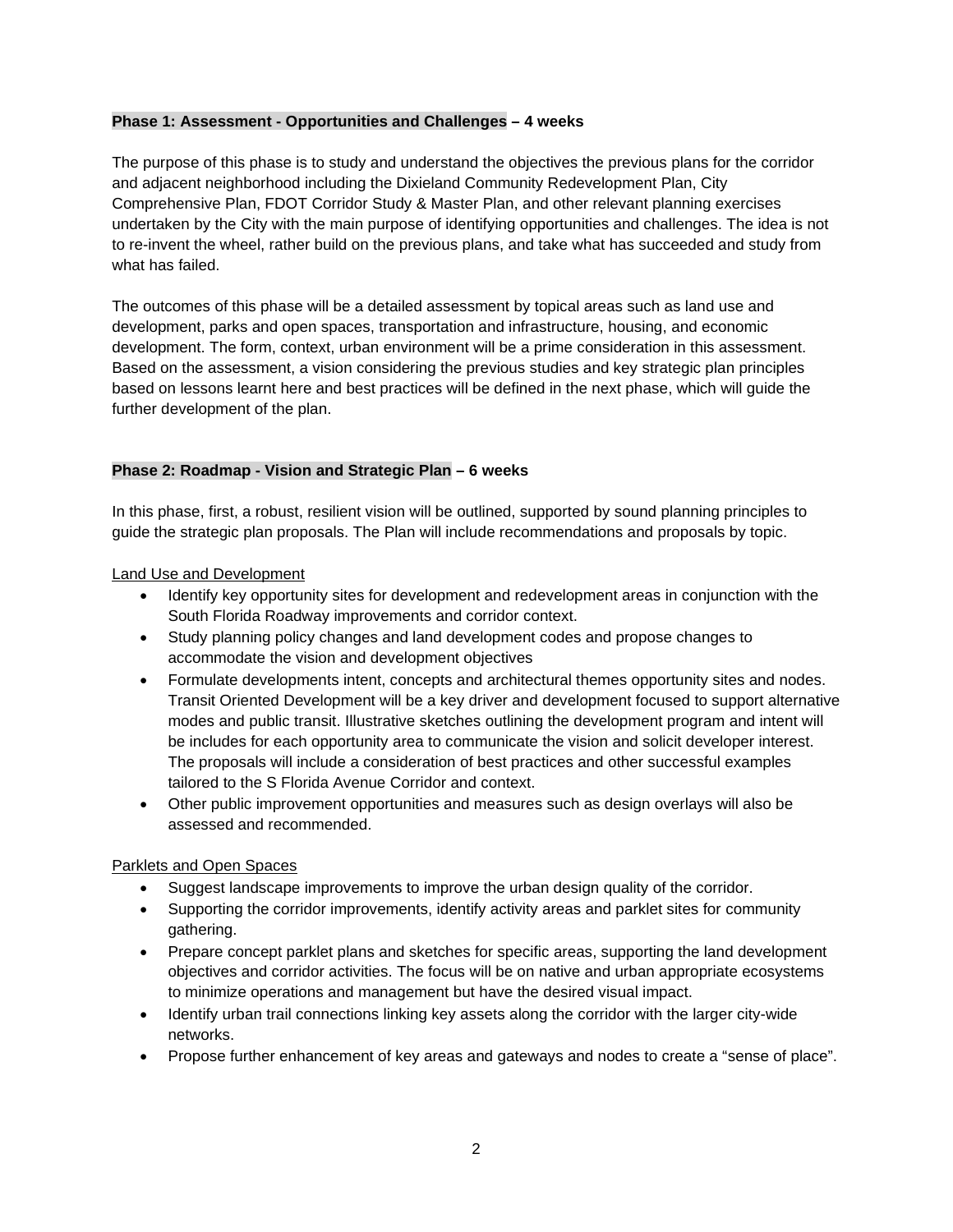**Phase 1: Assessment - Opportunities and Challenges – 4 weeks**

The purpose of this phase is to study and understand the objectives the previous plans for the corridor and adjacent neighborhood including the Dixieland Community Redevelopment Plan, City Comprehensive Plan, FDOT Corridor Study & Master Plan, and other relevant planning exercises undertaken by the City with the main purpose of identifying opportunities and challenges. The idea is not to re-invent the wheel, rather build on the previous plans, and take what has succeeded and study from what has failed.

The outcomes of this phase will be a detailed assessment by topical areas such as land use and development, parks and open spaces, transportation and infrastructure, housing, and economic development. The form, context, urban environment will be a prime consideration in this assessment. Based on the assessment, a vision considering the previous studies and key strategic plan principles based on lessons learnt here and best practices will be defined in the next phase, which will guide the further development of the plan.

**Phase 2: Roadmap - Vision and Strategic Plan – 6 weeks**

In this phase, first, a robust, resilient vision will be outlined, supported by sound planning principles to guide the strategic plan proposals. The Plan will include recommendations and proposals by topic.

Land Use and Development

- Identify key opportunity sites for development and redevelopment areas in conjunction with the South Florida Roadway improvements and corridor context.
- Study planning policy changes and land development codes and propose changes to accommodate the vision and development objectives
- Formulate developments intent, concepts and architectural themes opportunity sites and nodes. Transit Oriented Development will be a key driver and development focused to support alternative modes and public transit. Illustrative sketches outlining the development program and intent will be includes for each opportunity area to communicate the vision and solicit developer interest. The proposals will include a consideration of best practices and other successful examples tailored to the S Florida Avenue Corridor and context.
- Other public improvement opportunities and measures such as design overlays will also be assessed and recommended.

Parklets and Open Spaces

- Suggest landscape improvements to improve the urban design quality of the corridor.
- Supporting the corridor improvements, identify activity areas and parklet sites for community gathering.
- Prepare concept parklet plans and sketches for specific areas, supporting the land development objectives and corridor activities. The focus will be on native and urban appropriate ecosystems to minimize operations and management but have the desired visual impact.
- Identify urban trail connections linking key assets along the corridor with the larger city-wide networks.
- Propose further enhancement of key areas and gateways and nodes to create a "sense of place".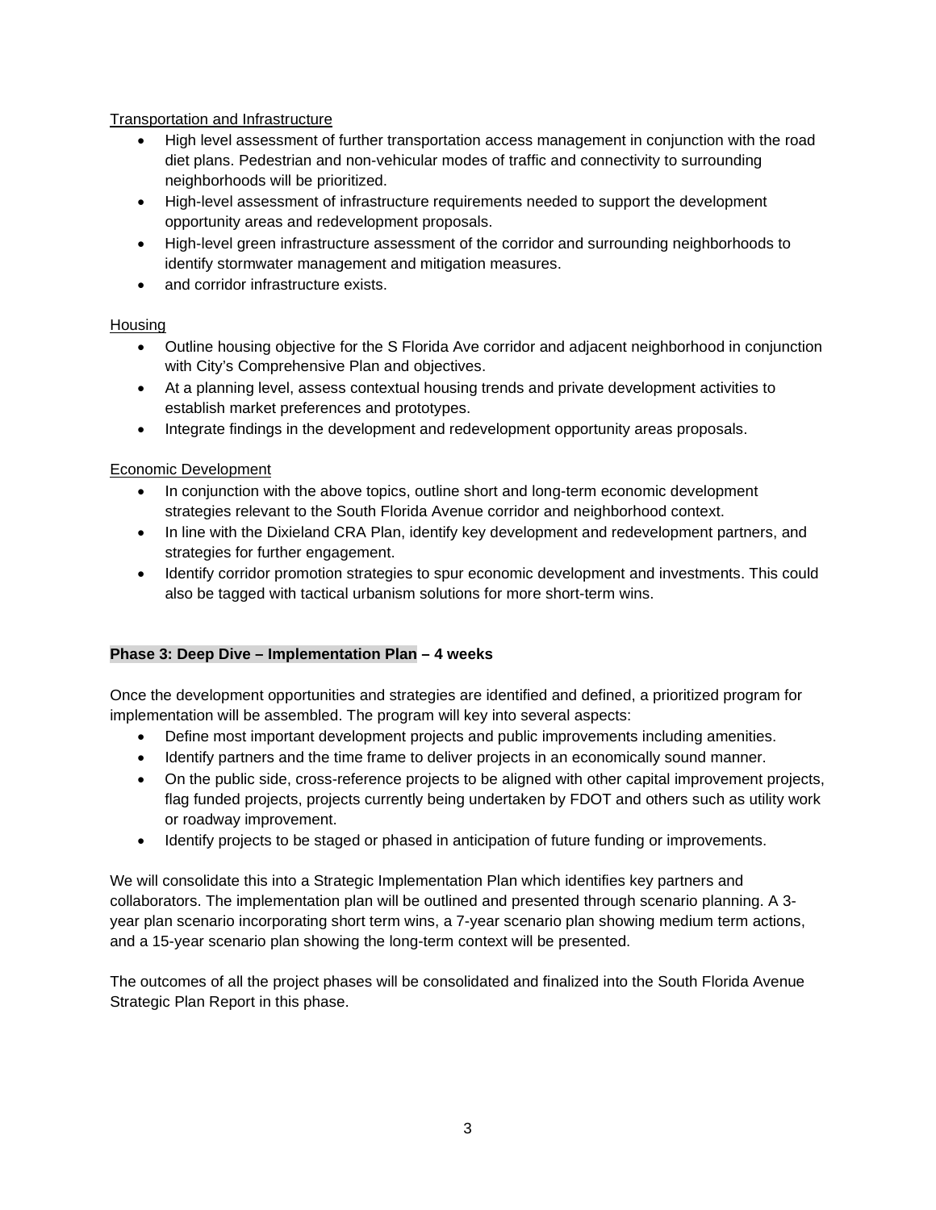Transportation and Infrastructure

- High level assessment of further transportation access management in conjunction with the road diet plans. Pedestrian and non-vehicular modes of traffic and connectivity to surrounding neighborhoods will be prioritized.
- High-level assessment of infrastructure requirements needed to support the development opportunity areas and redevelopment proposals.
- High-level green infrastructure assessment of the corridor and surrounding neighborhoods to identify stormwater management and mitigation measures.
- and corridor infrastructure exists.

Housing

- Outline housing objective for the S Florida Ave corridor and adjacent neighborhood in conjunction with City's Comprehensive Plan and objectives.
- At a planning level, assess contextual housing trends and private development activities to establish market preferences and prototypes.
- Integrate findings in the development and redevelopment opportunity areas proposals.

Economic Development

- In conjunction with the above topics, outline short and long-term economic development strategies relevant to the South Florida Avenue corridor and neighborhood context.
- In line with the Dixieland CRA Plan, identify key development and redevelopment partners, and strategies for further engagement.
- Identify corridor promotion strategies to spur economic development and investments. This could also be tagged with tactical urbanism solutions for more short-term wins.

**Phase 3: Deep Dive – Implementation Plan – 4 weeks**

Once the development opportunities and strategies are identified and defined, a prioritized program for implementation will be assembled. The program will key into several aspects:

- Define most important development projects and public improvements including amenities.
- Identify partners and the time frame to deliver projects in an economically sound manner.
- On the public side, cross-reference projects to be aligned with other capital improvement projects, flag funded projects, projects currently being undertaken by FDOT and others such as utility work or roadway improvement.
- Identify projects to be staged or phased in anticipation of future funding or improvements.

We will consolidate this into a Strategic Implementation Plan which identifies key partners and collaborators. The implementation plan will be outlined and presented through scenario planning. A 3-year plan scenario incorporating short term wins, a 7-year scenario plan showing medium term actions, and a 15-year scenario plan showing the long-term context will be presented.

The outcomes of all the project phases will be consolidated and finalized into the South Florida Avenue Strategic Plan Report in this phase.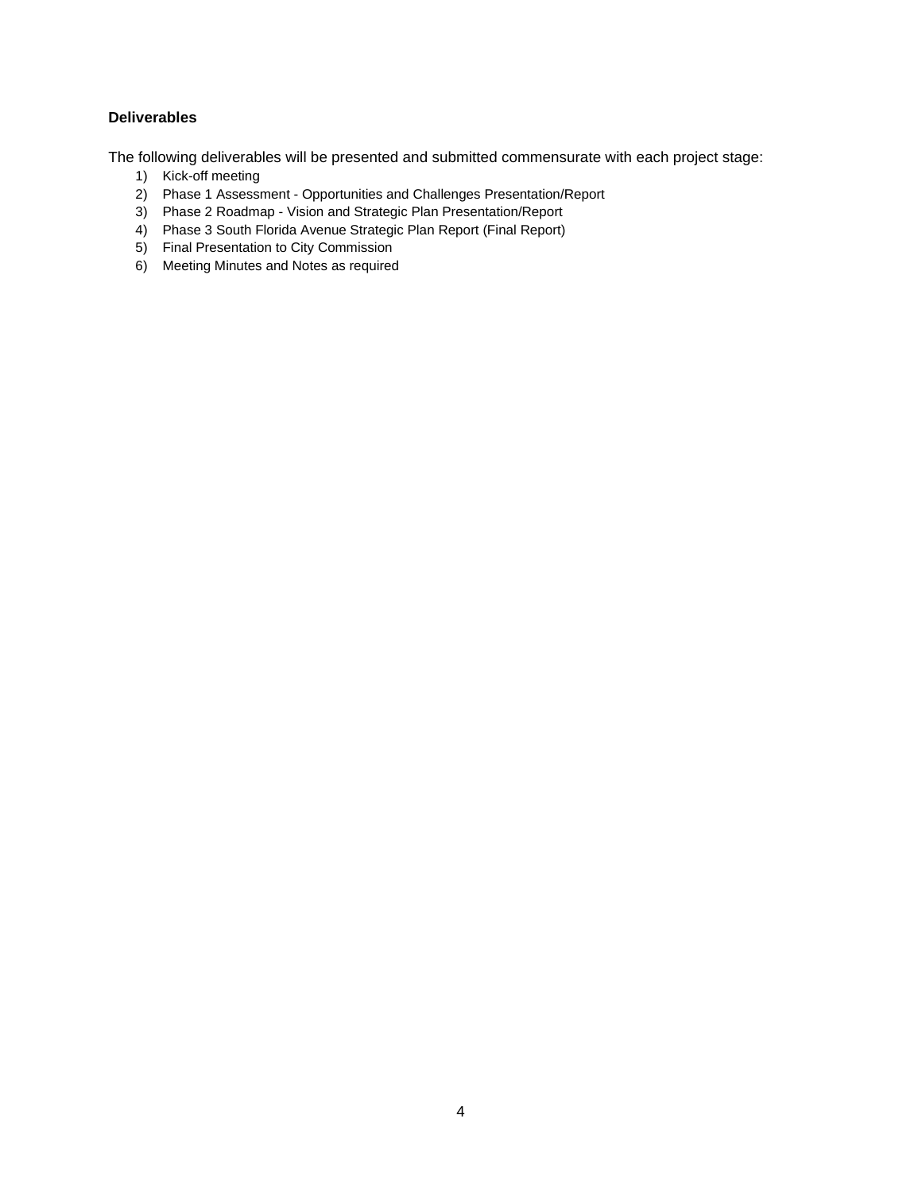**Deliverables**

The following deliverables will be presented and submitted commensurate with each project stage:

1) Kick-off meeting
2) Phase 1 Assessment - Opportunities and Challenges Presentation/Report
3) Phase 2 Roadmap - Vision and Strategic Plan Presentation/Report
4) Phase 3 South Florida Avenue Strategic Plan Report (Final Report)
5) Final Presentation to City Commission
6) Meeting Minutes and Notes as required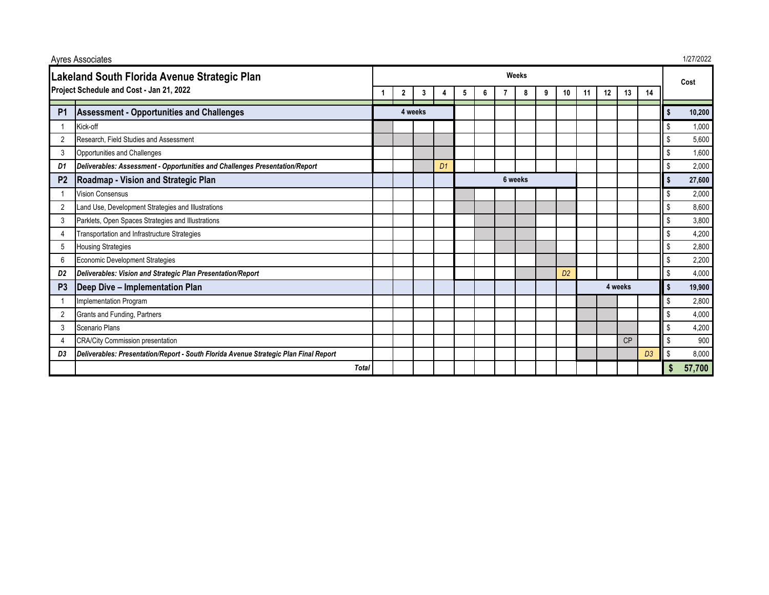Ayres Associates

1/27/2022

# Lakeland South Florida Avenue Strategic Plan

## Project Schedule and Cost - Jan 21, 2022

| | | Weeks | | | | | | | | | | | | | | Cost |
|---|---|---|---|---|---|---|---|---|---|---|---|---|---|---|---|---|
| | | 1 | 2 | 3 | 4 | 5 | 6 | 7 | 8 | 9 | 10 | 11 | 12 | 13 | 14 | |
| **P1** | **Assessment - Opportunities and Challenges** | 4 weeks | | | | | | | | | | | | | | **$ 10,200** |
| 1 | Kick-off | ■ | | | | | | | | | | | | | | $ 1,000 |
| 2 | Research, Field Studies and Assessment | ■ | ■ | ■ | ■ | | | | | | | | | | | $ 5,600 |
| 3 | Opportunities and Challenges | | | ■ | ■ | | | | | | | | | | | $ 1,600 |
| *D1* | ***Deliverables: Assessment - Opportunities and Challenges Presentation/Report*** | | | ■ | *D1* | | | | | | | | | | | $ 2,000 |
| **P2** | **Roadmap - Vision and Strategic Plan** | | | | | 6 weeks | | | | | | | | | | **$ 27,600** |
| 1 | Vision Consensus | | | | | ■ | | | | | | | | | | $ 2,000 |
| 2 | Land Use, Development Strategies and Illustrations | | | | | ■ | ■ | ■ | ■ | ■ | ■ | | | | | $ 8,600 |
| 3 | Parklets, Open Spaces Strategies and Illustrations | | | | | | ■ | ■ | ■ | | | | | | | $ 3,800 |
| 4 | Transportation and Infrastructure Strategies | | | | | | ■ | ■ | ■ | | | | | | | $ 4,200 |
| 5 | Housing Strategies | | | | | | | ■ | ■ | ■ | | | | | | $ 2,800 |
| 6 | Economic Development Strategies | | | | | | | | | ■ | ■ | | | | | $ 2,200 |
| *D2* | ***Deliverables: Vision and Strategic Plan Presentation/Report*** | | | | | | | | ■ | ■ | *D2* | | | | | $ 4,000 |
| **P3** | **Deep Dive – Implementation Plan** | | | | | | | | | | | 4 weeks | | | | **$ 19,900** |
| 1 | Implementation Program | | | | | | | | | | | ■ | ■ | | | $ 2,800 |
| 2 | Grants and Funding, Partners | | | | | | | | | | | ■ | ■ | | | $ 4,000 |
| 3 | Scenario Plans | | | | | | | | | | | ■ | ■ | ■ | | $ 4,200 |
| 4 | CRA/City Commission presentation | | | | | | | | | | | | | CP | | $ 900 |
| *D3* | ***Deliverables: Presentation/Report - South Florida Avenue Strategic Plan Final Report*** | | | | | | | | | | | ■ | ■ | ■ | *D3* | $ 8,000 |
| | ***Total*** | | | | | | | | | | | | | | | **$ 57,700** |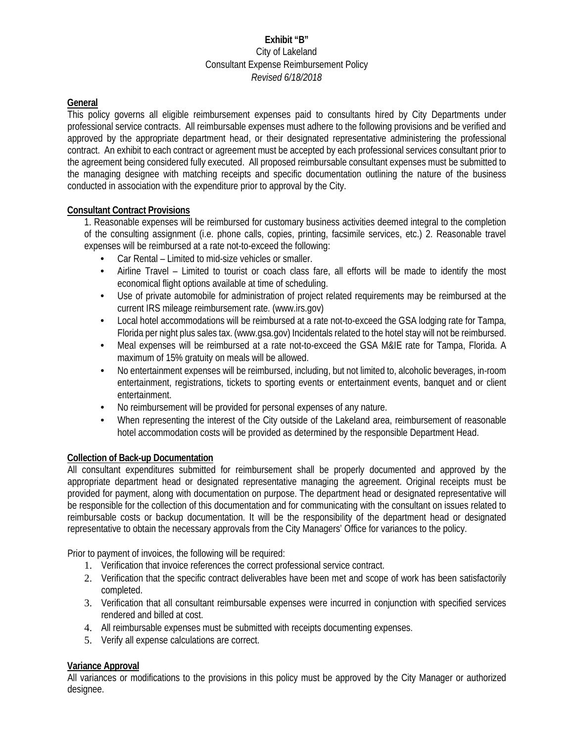**Exhibit "B"**

City of Lakeland

Consultant Expense Reimbursement Policy

*Revised 6/18/2018*

**General**

This policy governs all eligible reimbursement expenses paid to consultants hired by City Departments under professional service contracts. All reimbursable expenses must adhere to the following provisions and be verified and approved by the appropriate department head, or their designated representative administering the professional contract. An exhibit to each contract or agreement must be accepted by each professional services consultant prior to the agreement being considered fully executed. All proposed reimbursable consultant expenses must be submitted to the managing designee with matching receipts and specific documentation outlining the nature of the business conducted in association with the expenditure prior to approval by the City.

**Consultant Contract Provisions**

1. Reasonable expenses will be reimbursed for customary business activities deemed integral to the completion of the consulting assignment (i.e. phone calls, copies, printing, facsimile services, etc.) 2. Reasonable travel expenses will be reimbursed at a rate not-to-exceed the following:

- Car Rental – Limited to mid-size vehicles or smaller.
- Airline Travel – Limited to tourist or coach class fare, all efforts will be made to identify the most economical flight options available at time of scheduling.
- Use of private automobile for administration of project related requirements may be reimbursed at the current IRS mileage reimbursement rate. (www.irs.gov)
- Local hotel accommodations will be reimbursed at a rate not-to-exceed the GSA lodging rate for Tampa, Florida per night plus sales tax. (www.gsa.gov) Incidentals related to the hotel stay will not be reimbursed.
- Meal expenses will be reimbursed at a rate not-to-exceed the GSA M&IE rate for Tampa, Florida. A maximum of 15% gratuity on meals will be allowed.
- No entertainment expenses will be reimbursed, including, but not limited to, alcoholic beverages, in-room entertainment, registrations, tickets to sporting events or entertainment events, banquet and or client entertainment.
- No reimbursement will be provided for personal expenses of any nature.
- When representing the interest of the City outside of the Lakeland area, reimbursement of reasonable hotel accommodation costs will be provided as determined by the responsible Department Head.

**Collection of Back-up Documentation**

All consultant expenditures submitted for reimbursement shall be properly documented and approved by the appropriate department head or designated representative managing the agreement. Original receipts must be provided for payment, along with documentation on purpose. The department head or designated representative will be responsible for the collection of this documentation and for communicating with the consultant on issues related to reimbursable costs or backup documentation. It will be the responsibility of the department head or designated representative to obtain the necessary approvals from the City Managers' Office for variances to the policy.

Prior to payment of invoices, the following will be required:

1. Verification that invoice references the correct professional service contract.
2. Verification that the specific contract deliverables have been met and scope of work has been satisfactorily completed.
3. Verification that all consultant reimbursable expenses were incurred in conjunction with specified services rendered and billed at cost.
4. All reimbursable expenses must be submitted with receipts documenting expenses.
5. Verify all expense calculations are correct.

**Variance Approval**

All variances or modifications to the provisions in this policy must be approved by the City Manager or authorized designee.